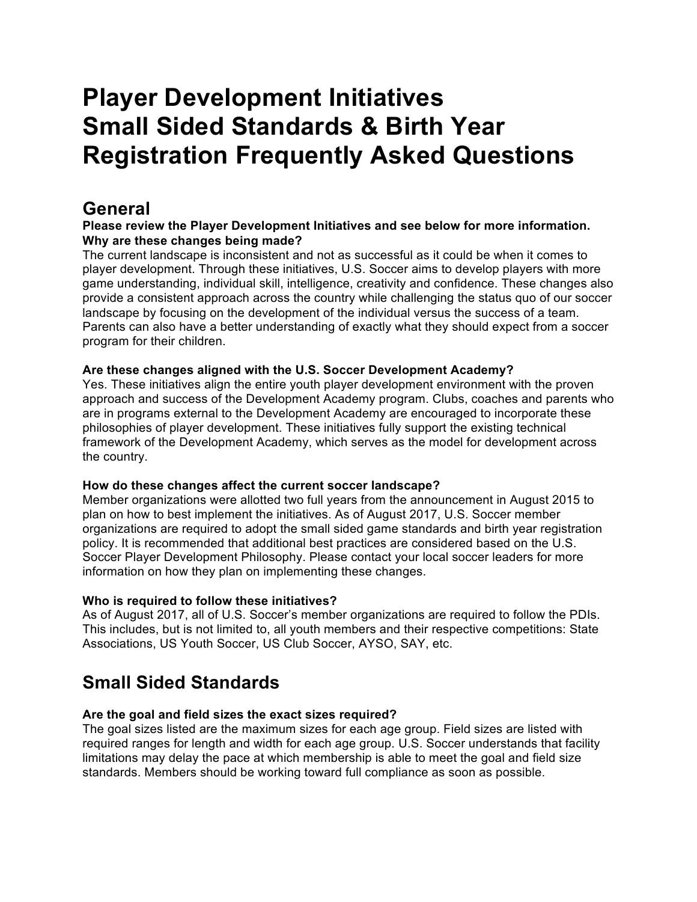# Player Development Initiatives Small Sided Standards & Birth Year Registration Frequently Asked Questions

## General

**Please review the Player Development Initiatives and see below for more information.**

**Why are these changes being made?**

The current landscape is inconsistent and not as successful as it could be when it comes to player development. Through these initiatives, U.S. Soccer aims to develop players with more game understanding, individual skill, intelligence, creativity and confidence. These changes also provide a consistent approach across the country while challenging the status quo of our soccer landscape by focusing on the development of the individual versus the success of a team. Parents can also have a better understanding of exactly what they should expect from a soccer program for their children.

**Are these changes aligned with the U.S. Soccer Development Academy?**

Yes. These initiatives align the entire youth player development environment with the proven approach and success of the Development Academy program. Clubs, coaches and parents who are in programs external to the Development Academy are encouraged to incorporate these philosophies of player development. These initiatives fully support the existing technical framework of the Development Academy, which serves as the model for development across the country.

**How do these changes affect the current soccer landscape?**

Member organizations were allotted two full years from the announcement in August 2015 to plan on how to best implement the initiatives. As of August 2017, U.S. Soccer member organizations are required to adopt the small sided game standards and birth year registration policy. It is recommended that additional best practices are considered based on the U.S. Soccer Player Development Philosophy. Please contact your local soccer leaders for more information on how they plan on implementing these changes.

**Who is required to follow these initiatives?**

As of August 2017, all of U.S. Soccer's member organizations are required to follow the PDIs. This includes, but is not limited to, all youth members and their respective competitions: State Associations, US Youth Soccer, US Club Soccer, AYSO, SAY, etc.

## Small Sided Standards

**Are the goal and field sizes the exact sizes required?**

The goal sizes listed are the maximum sizes for each age group. Field sizes are listed with required ranges for length and width for each age group. U.S. Soccer understands that facility limitations may delay the pace at which membership is able to meet the goal and field size standards. Members should be working toward full compliance as soon as possible.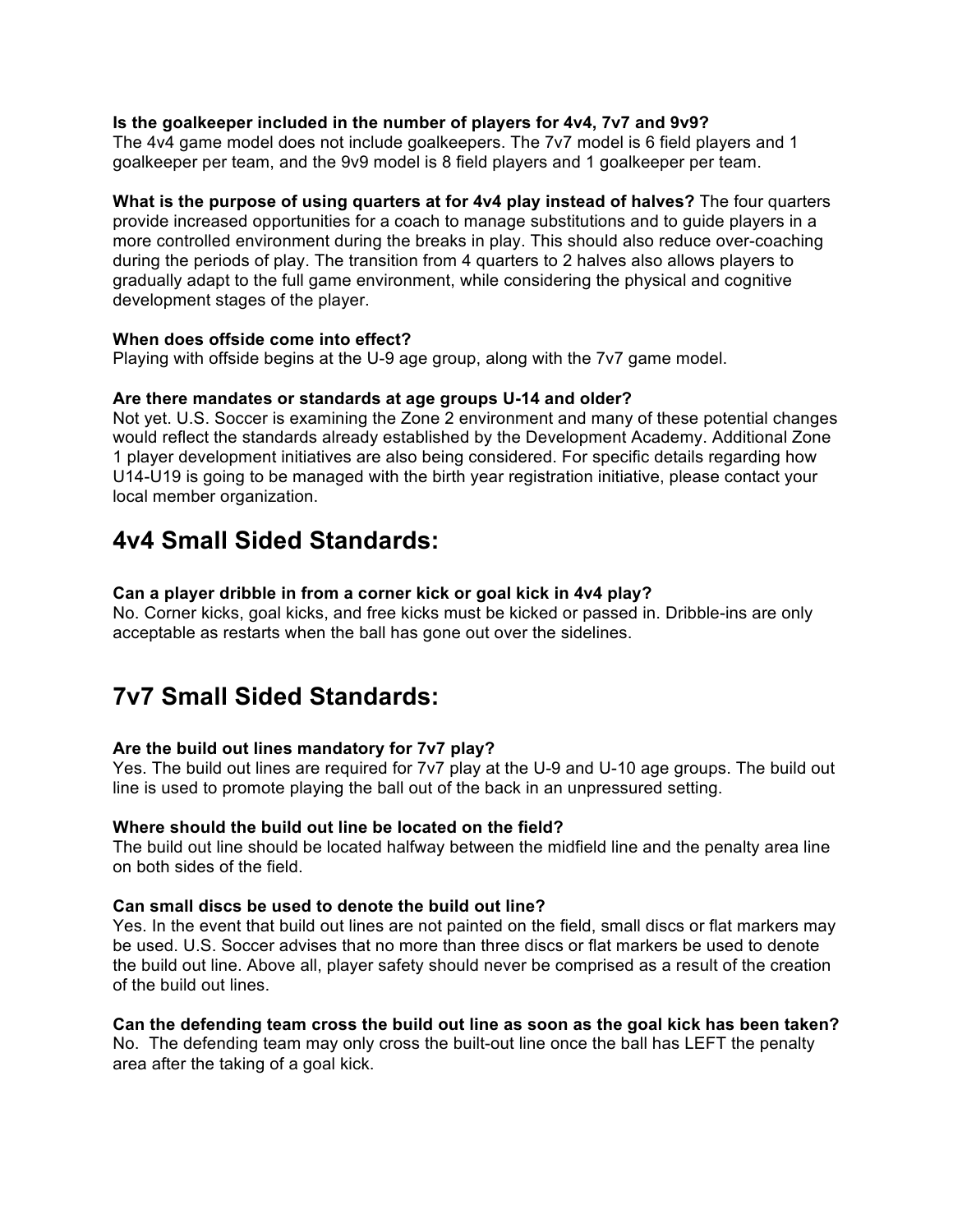**Is the goalkeeper included in the number of players for 4v4, 7v7 and 9v9?**
The 4v4 game model does not include goalkeepers. The 7v7 model is 6 field players and 1 goalkeeper per team, and the 9v9 model is 8 field players and 1 goalkeeper per team.

**What is the purpose of using quarters at for 4v4 play instead of halves?** The four quarters provide increased opportunities for a coach to manage substitutions and to guide players in a more controlled environment during the breaks in play. This should also reduce over-coaching during the periods of play. The transition from 4 quarters to 2 halves also allows players to gradually adapt to the full game environment, while considering the physical and cognitive development stages of the player.

**When does offside come into effect?**
Playing with offside begins at the U-9 age group, along with the 7v7 game model.

**Are there mandates or standards at age groups U-14 and older?**
Not yet. U.S. Soccer is examining the Zone 2 environment and many of these potential changes would reflect the standards already established by the Development Academy. Additional Zone 1 player development initiatives are also being considered. For specific details regarding how U14-U19 is going to be managed with the birth year registration initiative, please contact your local member organization.

## 4v4 Small Sided Standards:

**Can a player dribble in from a corner kick or goal kick in 4v4 play?**
No. Corner kicks, goal kicks, and free kicks must be kicked or passed in. Dribble-ins are only acceptable as restarts when the ball has gone out over the sidelines.

## 7v7 Small Sided Standards:

**Are the build out lines mandatory for 7v7 play?**
Yes. The build out lines are required for 7v7 play at the U-9 and U-10 age groups. The build out line is used to promote playing the ball out of the back in an unpressured setting.

**Where should the build out line be located on the field?**
The build out line should be located halfway between the midfield line and the penalty area line on both sides of the field.

**Can small discs be used to denote the build out line?**
Yes. In the event that build out lines are not painted on the field, small discs or flat markers may be used. U.S. Soccer advises that no more than three discs or flat markers be used to denote the build out line. Above all, player safety should never be comprised as a result of the creation of the build out lines.

**Can the defending team cross the build out line as soon as the goal kick has been taken?**
No. The defending team may only cross the built-out line once the ball has LEFT the penalty area after the taking of a goal kick.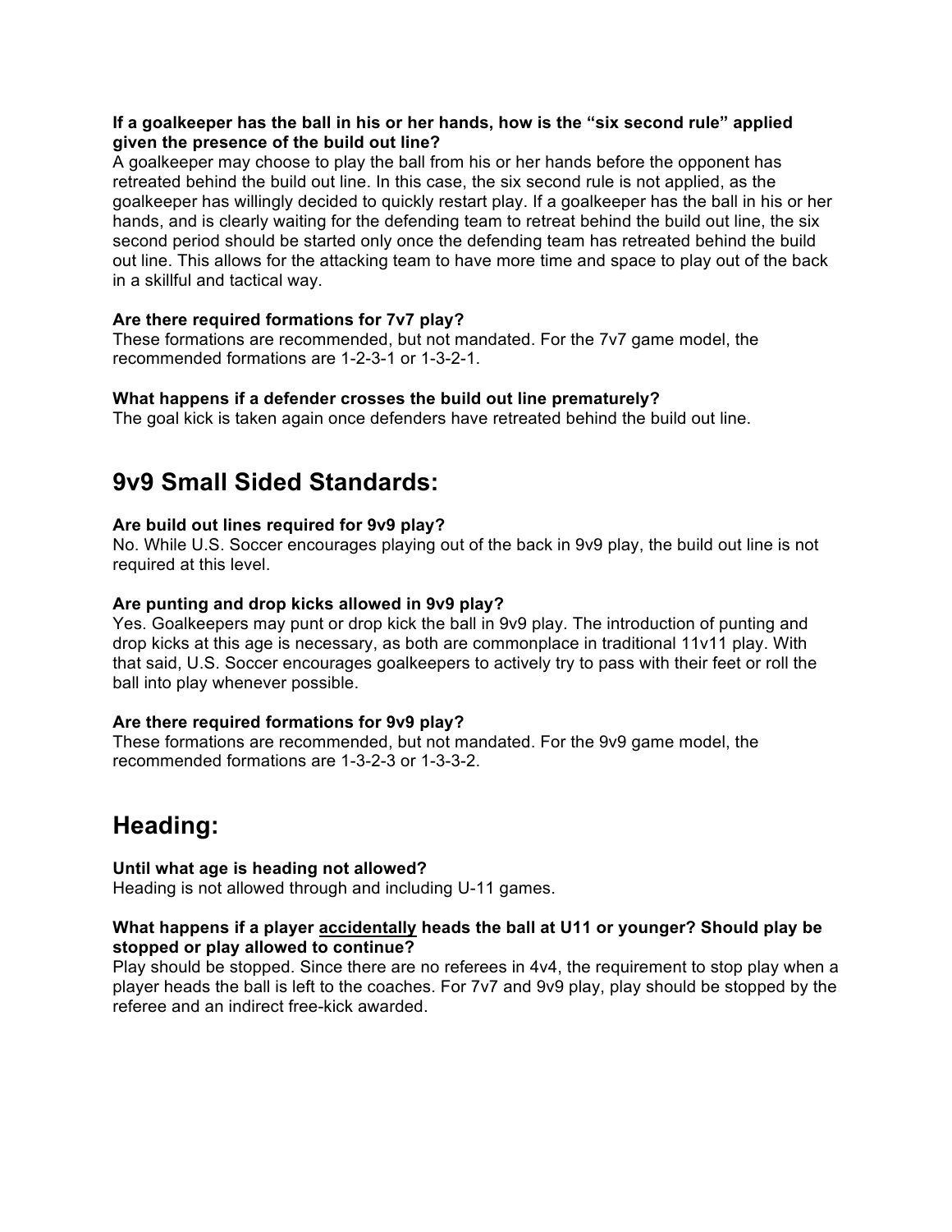**If a goalkeeper has the ball in his or her hands, how is the "six second rule" applied given the presence of the build out line?**
A goalkeeper may choose to play the ball from his or her hands before the opponent has retreated behind the build out line. In this case, the six second rule is not applied, as the goalkeeper has willingly decided to quickly restart play. If a goalkeeper has the ball in his or her hands, and is clearly waiting for the defending team to retreat behind the build out line, the six second period should be started only once the defending team has retreated behind the build out line. This allows for the attacking team to have more time and space to play out of the back in a skillful and tactical way.

**Are there required formations for 7v7 play?**
These formations are recommended, but not mandated. For the 7v7 game model, the recommended formations are 1-2-3-1 or 1-3-2-1.

**What happens if a defender crosses the build out line prematurely?**
The goal kick is taken again once defenders have retreated behind the build out line.

## 9v9 Small Sided Standards:

**Are build out lines required for 9v9 play?**
No. While U.S. Soccer encourages playing out of the back in 9v9 play, the build out line is not required at this level.

**Are punting and drop kicks allowed in 9v9 play?**
Yes. Goalkeepers may punt or drop kick the ball in 9v9 play. The introduction of punting and drop kicks at this age is necessary, as both are commonplace in traditional 11v11 play. With that said, U.S. Soccer encourages goalkeepers to actively try to pass with their feet or roll the ball into play whenever possible.

**Are there required formations for 9v9 play?**
These formations are recommended, but not mandated. For the 9v9 game model, the recommended formations are 1-3-2-3 or 1-3-3-2.

## Heading:

**Until what age is heading not allowed?**
Heading is not allowed through and including U-11 games.

**What happens if a player <u>accidentally</u> heads the ball at U11 or younger? Should play be stopped or play allowed to continue?**
Play should be stopped. Since there are no referees in 4v4, the requirement to stop play when a player heads the ball is left to the coaches. For 7v7 and 9v9 play, play should be stopped by the referee and an indirect free-kick awarded.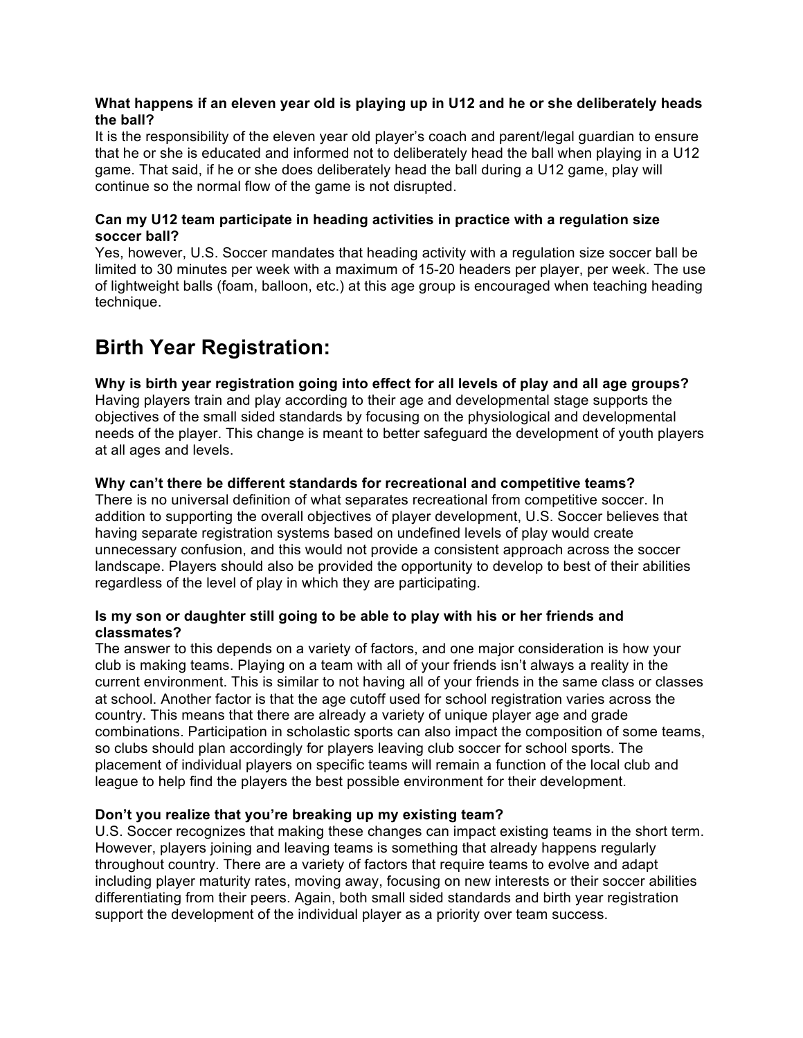**What happens if an eleven year old is playing up in U12 and he or she deliberately heads the ball?**
It is the responsibility of the eleven year old player's coach and parent/legal guardian to ensure that he or she is educated and informed not to deliberately head the ball when playing in a U12 game. That said, if he or she does deliberately head the ball during a U12 game, play will continue so the normal flow of the game is not disrupted.

**Can my U12 team participate in heading activities in practice with a regulation size soccer ball?**
Yes, however, U.S. Soccer mandates that heading activity with a regulation size soccer ball be limited to 30 minutes per week with a maximum of 15-20 headers per player, per week. The use of lightweight balls (foam, balloon, etc.) at this age group is encouraged when teaching heading technique.

# Birth Year Registration:

**Why is birth year registration going into effect for all levels of play and all age groups?**
Having players train and play according to their age and developmental stage supports the objectives of the small sided standards by focusing on the physiological and developmental needs of the player. This change is meant to better safeguard the development of youth players at all ages and levels.

**Why can't there be different standards for recreational and competitive teams?**
There is no universal definition of what separates recreational from competitive soccer. In addition to supporting the overall objectives of player development, U.S. Soccer believes that having separate registration systems based on undefined levels of play would create unnecessary confusion, and this would not provide a consistent approach across the soccer landscape. Players should also be provided the opportunity to develop to best of their abilities regardless of the level of play in which they are participating.

**Is my son or daughter still going to be able to play with his or her friends and classmates?**
The answer to this depends on a variety of factors, and one major consideration is how your club is making teams. Playing on a team with all of your friends isn't always a reality in the current environment. This is similar to not having all of your friends in the same class or classes at school. Another factor is that the age cutoff used for school registration varies across the country. This means that there are already a variety of unique player age and grade combinations. Participation in scholastic sports can also impact the composition of some teams, so clubs should plan accordingly for players leaving club soccer for school sports. The placement of individual players on specific teams will remain a function of the local club and league to help find the players the best possible environment for their development.

**Don't you realize that you're breaking up my existing team?**
U.S. Soccer recognizes that making these changes can impact existing teams in the short term. However, players joining and leaving teams is something that already happens regularly throughout country. There are a variety of factors that require teams to evolve and adapt including player maturity rates, moving away, focusing on new interests or their soccer abilities differentiating from their peers. Again, both small sided standards and birth year registration support the development of the individual player as a priority over team success.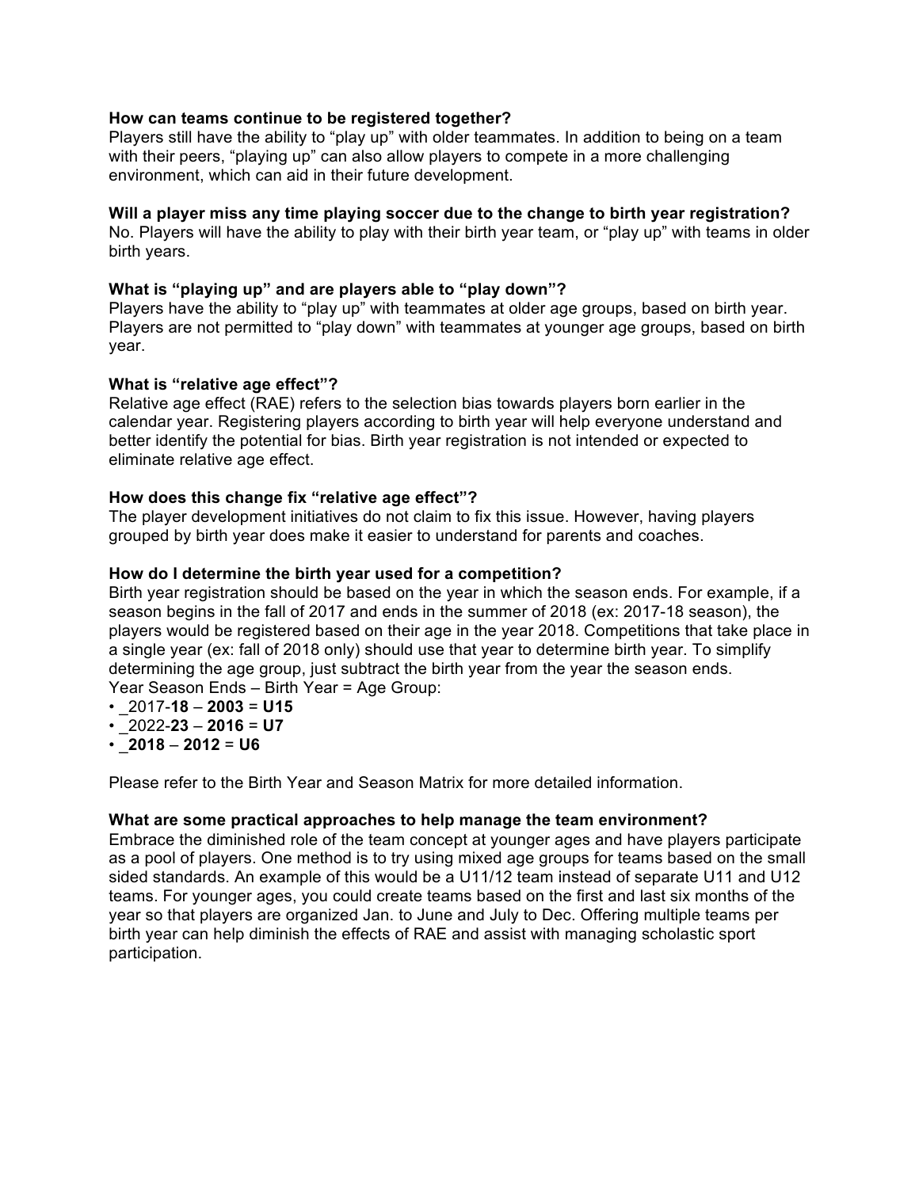**How can teams continue to be registered together?**
Players still have the ability to "play up" with older teammates. In addition to being on a team with their peers, "playing up" can also allow players to compete in a more challenging environment, which can aid in their future development.

**Will a player miss any time playing soccer due to the change to birth year registration?**
No. Players will have the ability to play with their birth year team, or "play up" with teams in older birth years.

**What is "playing up" and are players able to "play down"?**
Players have the ability to "play up" with teammates at older age groups, based on birth year. Players are not permitted to "play down" with teammates at younger age groups, based on birth year.

**What is "relative age effect"?**
Relative age effect (RAE) refers to the selection bias towards players born earlier in the calendar year. Registering players according to birth year will help everyone understand and better identify the potential for bias. Birth year registration is not intended or expected to eliminate relative age effect.

**How does this change fix "relative age effect"?**
The player development initiatives do not claim to fix this issue. However, having players grouped by birth year does make it easier to understand for parents and coaches.

**How do I determine the birth year used for a competition?**
Birth year registration should be based on the year in which the season ends. For example, if a season begins in the fall of 2017 and ends in the summer of 2018 (ex: 2017-18 season), the players would be registered based on their age in the year 2018. Competitions that take place in a single year (ex: fall of 2018 only) should use that year to determine birth year. To simplify determining the age group, just subtract the birth year from the year the season ends.
Year Season Ends – Birth Year = Age Group:

- _2017-**18** – **2003** = **U15**
- _2022-**23** – **2016** = **U7**
- _**2018** – **2012** = **U6**

Please refer to the Birth Year and Season Matrix for more detailed information.

**What are some practical approaches to help manage the team environment?**
Embrace the diminished role of the team concept at younger ages and have players participate as a pool of players. One method is to try using mixed age groups for teams based on the small sided standards. An example of this would be a U11/12 team instead of separate U11 and U12 teams. For younger ages, you could create teams based on the first and last six months of the year so that players are organized Jan. to June and July to Dec. Offering multiple teams per birth year can help diminish the effects of RAE and assist with managing scholastic sport participation.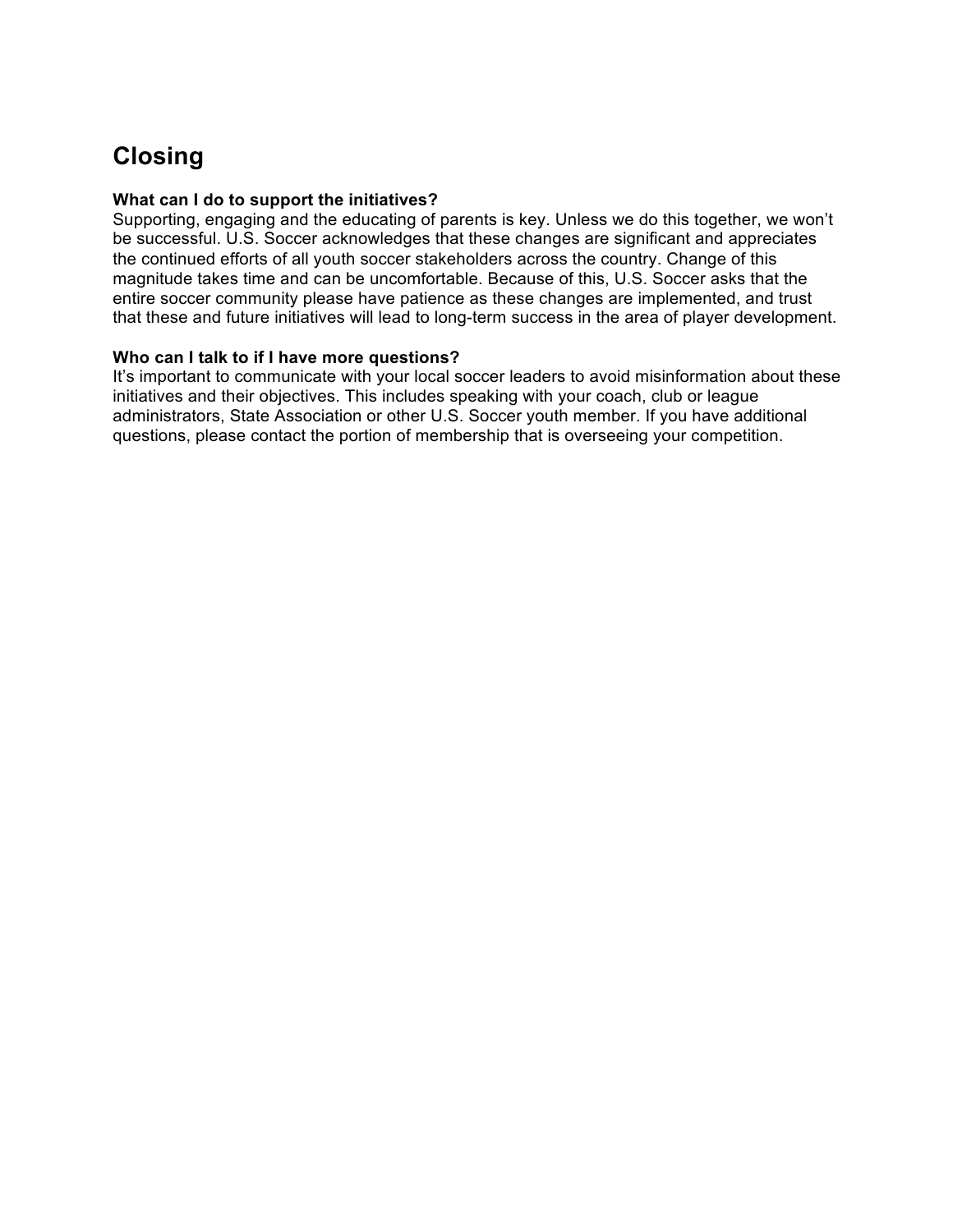## Closing

**What can I do to support the initiatives?**
Supporting, engaging and the educating of parents is key. Unless we do this together, we won't be successful. U.S. Soccer acknowledges that these changes are significant and appreciates the continued efforts of all youth soccer stakeholders across the country. Change of this magnitude takes time and can be uncomfortable. Because of this, U.S. Soccer asks that the entire soccer community please have patience as these changes are implemented, and trust that these and future initiatives will lead to long-term success in the area of player development.

**Who can I talk to if I have more questions?**
It's important to communicate with your local soccer leaders to avoid misinformation about these initiatives and their objectives. This includes speaking with your coach, club or league administrators, State Association or other U.S. Soccer youth member. If you have additional questions, please contact the portion of membership that is overseeing your competition.